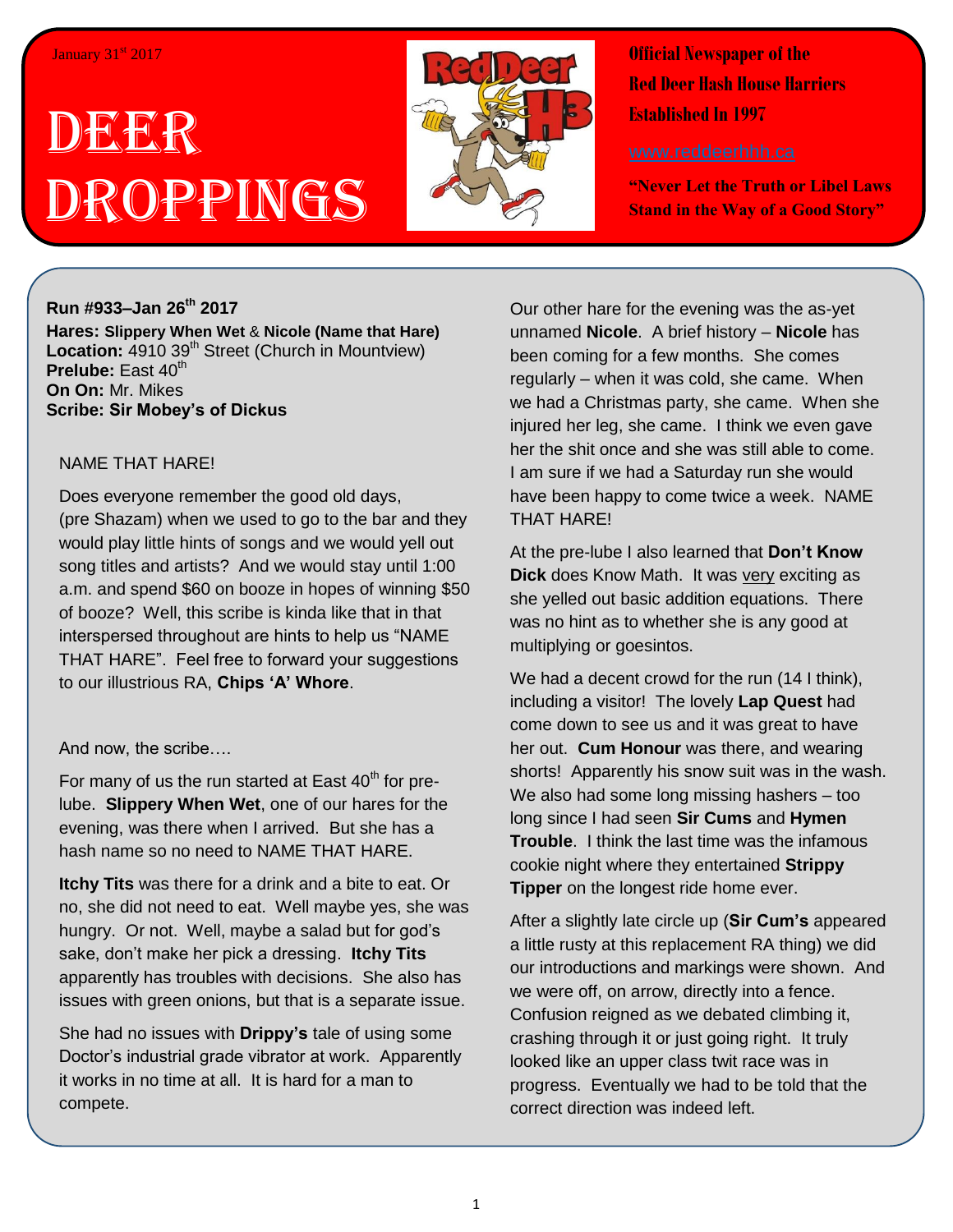January 31st 2017

# Deer Droppings

Official Newspaper of the
Red Deer Hash House Harriers
Established In 1997

www.reddeerhhh.ca

"Never Let the Truth or Libel Laws Stand in the Way of a Good Story"

**Run #933–Jan 26th 2017**
**Hares: Slippery When Wet** & **Nicole (Name that Hare)**
**Location:** 4910 39th Street (Church in Mountview)
**Prelube:** East 40th
**On On:** Mr. Mikes
**Scribe: Sir Mobey's of Dickus**

NAME THAT HARE!

Does everyone remember the good old days, (pre Shazam) when we used to go to the bar and they would play little hints of songs and we would yell out song titles and artists? And we would stay until 1:00 a.m. and spend $60 on booze in hopes of winning $50 of booze? Well, this scribe is kinda like that in that interspersed throughout are hints to help us "NAME THAT HARE". Feel free to forward your suggestions to our illustrious RA, **Chips 'A' Whore**.

And now, the scribe….

For many of us the run started at East 40th for pre-lube. **Slippery When Wet**, one of our hares for the evening, was there when I arrived. But she has a hash name so no need to NAME THAT HARE.

**Itchy Tits** was there for a drink and a bite to eat. Or no, she did not need to eat. Well maybe yes, she was hungry. Or not. Well, maybe a salad but for god's sake, don't make her pick a dressing. **Itchy Tits** apparently has troubles with decisions. She also has issues with green onions, but that is a separate issue.

She had no issues with **Drippy's** tale of using some Doctor's industrial grade vibrator at work. Apparently it works in no time at all. It is hard for a man to compete.

Our other hare for the evening was the as-yet unnamed **Nicole**. A brief history – **Nicole** has been coming for a few months. She comes regularly – when it was cold, she came. When we had a Christmas party, she came. When she injured her leg, she came. I think we even gave her the shit once and she was still able to come. I am sure if we had a Saturday run she would have been happy to come twice a week. NAME THAT HARE!

At the pre-lube I also learned that **Don't Know Dick** does Know Math. It was <u>very</u> exciting as she yelled out basic addition equations. There was no hint as to whether she is any good at multiplying or goesintos.

We had a decent crowd for the run (14 I think), including a visitor! The lovely **Lap Quest** had come down to see us and it was great to have her out. **Cum Honour** was there, and wearing shorts! Apparently his snow suit was in the wash. We also had some long missing hashers – too long since I had seen **Sir Cums** and **Hymen Trouble**. I think the last time was the infamous cookie night where they entertained **Strippy Tipper** on the longest ride home ever.

After a slightly late circle up (**Sir Cum's** appeared a little rusty at this replacement RA thing) we did our introductions and markings were shown. And we were off, on arrow, directly into a fence. Confusion reigned as we debated climbing it, crashing through it or just going right. It truly looked like an upper class twit race was in progress. Eventually we had to be told that the correct direction was indeed left.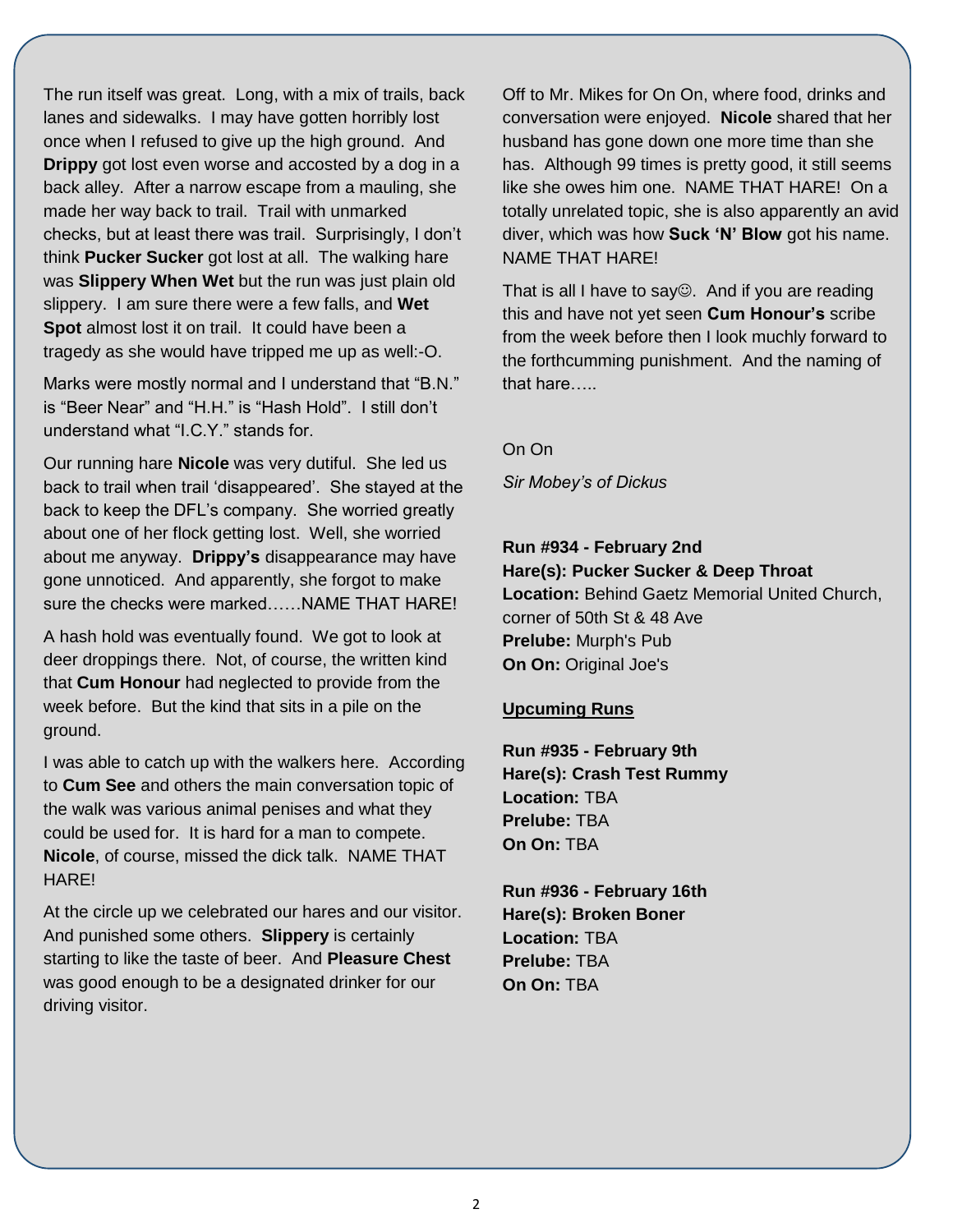The run itself was great. Long, with a mix of trails, back lanes and sidewalks. I may have gotten horribly lost once when I refused to give up the high ground. And **Drippy** got lost even worse and accosted by a dog in a back alley. After a narrow escape from a mauling, she made her way back to trail. Trail with unmarked checks, but at least there was trail. Surprisingly, I don't think **Pucker Sucker** got lost at all. The walking hare was **Slippery When Wet** but the run was just plain old slippery. I am sure there were a few falls, and **Wet Spot** almost lost it on trail. It could have been a tragedy as she would have tripped me up as well:-O.

Marks were mostly normal and I understand that "B.N." is "Beer Near" and "H.H." is "Hash Hold". I still don't understand what "I.C.Y." stands for.

Our running hare **Nicole** was very dutiful. She led us back to trail when trail 'disappeared'. She stayed at the back to keep the DFL's company. She worried greatly about one of her flock getting lost. Well, she worried about me anyway. **Drippy's** disappearance may have gone unnoticed. And apparently, she forgot to make sure the checks were marked……NAME THAT HARE!

A hash hold was eventually found. We got to look at deer droppings there. Not, of course, the written kind that **Cum Honour** had neglected to provide from the week before. But the kind that sits in a pile on the ground.

I was able to catch up with the walkers here. According to **Cum See** and others the main conversation topic of the walk was various animal penises and what they could be used for. It is hard for a man to compete. **Nicole**, of course, missed the dick talk. NAME THAT HARE!

At the circle up we celebrated our hares and our visitor. And punished some others. **Slippery** is certainly starting to like the taste of beer. And **Pleasure Chest** was good enough to be a designated drinker for our driving visitor.

Off to Mr. Mikes for On On, where food, drinks and conversation were enjoyed. **Nicole** shared that her husband has gone down one more time than she has. Although 99 times is pretty good, it still seems like she owes him one. NAME THAT HARE! On a totally unrelated topic, she is also apparently an avid diver, which was how **Suck 'N' Blow** got his name. NAME THAT HARE!

That is all I have to say☺. And if you are reading this and have not yet seen **Cum Honour's** scribe from the week before then I look muchly forward to the forthcumming punishment. And the naming of that hare…..

On On

*Sir Mobey's of Dickus*

**Run #934 - February 2nd**
**Hare(s): Pucker Sucker & Deep Throat**
**Location:** Behind Gaetz Memorial United Church, corner of 50th St & 48 Ave
**Prelube:** Murph's Pub
**On On:** Original Joe's

**<u>Upcuming Runs</u>**

**Run #935 - February 9th**
**Hare(s): Crash Test Rummy**
**Location:** TBA
**Prelube:** TBA
**On On:** TBA

**Run #936 - February 16th**
**Hare(s): Broken Boner**
**Location:** TBA
**Prelube:** TBA
**On On:** TBA